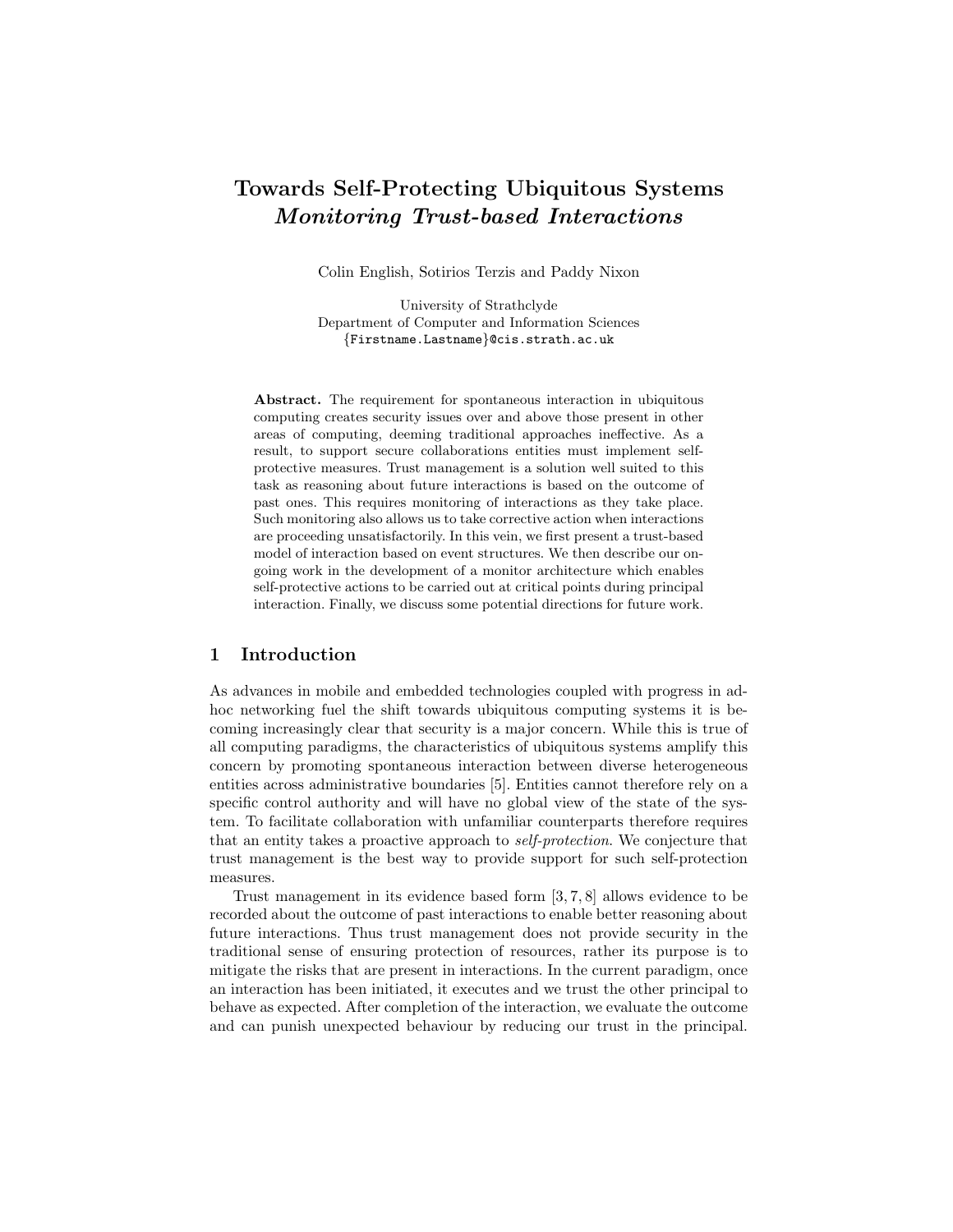# Towards Self-Protecting Ubiquitous Systems
## *Monitoring Trust-based Interactions*

Colin English, Sotirios Terzis and Paddy Nixon

University of Strathclyde
Department of Computer and Information Sciences
{Firstname.Lastname}@cis.strath.ac.uk

**Abstract.** The requirement for spontaneous interaction in ubiquitous computing creates security issues over and above those present in other areas of computing, deeming traditional approaches ineffective. As a result, to support secure collaborations entities must implement self-protective measures. Trust management is a solution well suited to this task as reasoning about future interactions is based on the outcome of past ones. This requires monitoring of interactions as they take place. Such monitoring also allows us to take corrective action when interactions are proceeding unsatisfactorily. In this vein, we first present a trust-based model of interaction based on event structures. We then describe our ongoing work in the development of a monitor architecture which enables self-protective actions to be carried out at critical points during principal interaction. Finally, we discuss some potential directions for future work.

## 1 Introduction

As advances in mobile and embedded technologies coupled with progress in adhoc networking fuel the shift towards ubiquitous computing systems it is becoming increasingly clear that security is a major concern. While this is true of all computing paradigms, the characteristics of ubiquitous systems amplify this concern by promoting spontaneous interaction between diverse heterogeneous entities across administrative boundaries [5]. Entities cannot therefore rely on a specific control authority and will have no global view of the state of the system. To facilitate collaboration with unfamiliar counterparts therefore requires that an entity takes a proactive approach to *self-protection*. We conjecture that trust management is the best way to provide support for such self-protection measures.

Trust management in its evidence based form [3, 7, 8] allows evidence to be recorded about the outcome of past interactions to enable better reasoning about future interactions. Thus trust management does not provide security in the traditional sense of ensuring protection of resources, rather its purpose is to mitigate the risks that are present in interactions. In the current paradigm, once an interaction has been initiated, it executes and we trust the other principal to behave as expected. After completion of the interaction, we evaluate the outcome and can punish unexpected behaviour by reducing our trust in the principal.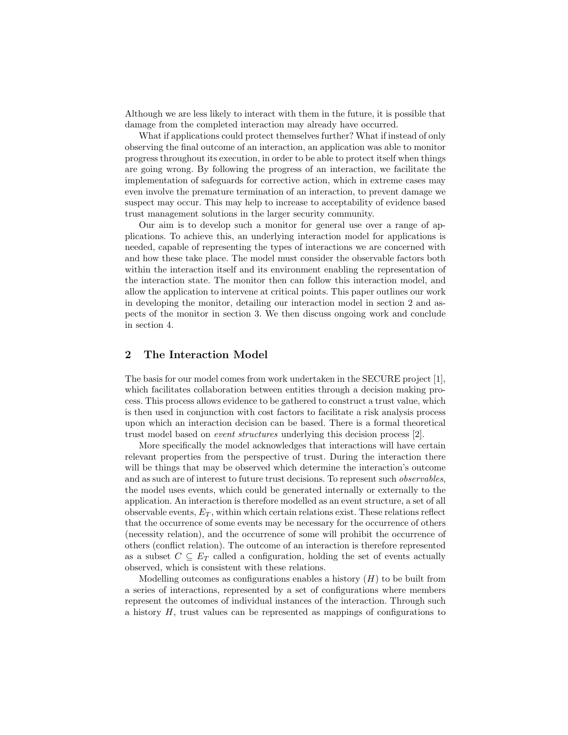Although we are less likely to interact with them in the future, it is possible that damage from the completed interaction may already have occurred.

What if applications could protect themselves further? What if instead of only observing the final outcome of an interaction, an application was able to monitor progress throughout its execution, in order to be able to protect itself when things are going wrong. By following the progress of an interaction, we facilitate the implementation of safeguards for corrective action, which in extreme cases may even involve the premature termination of an interaction, to prevent damage we suspect may occur. This may help to increase to acceptability of evidence based trust management solutions in the larger security community.

Our aim is to develop such a monitor for general use over a range of applications. To achieve this, an underlying interaction model for applications is needed, capable of representing the types of interactions we are concerned with and how these take place. The model must consider the observable factors both within the interaction itself and its environment enabling the representation of the interaction state. The monitor then can follow this interaction model, and allow the application to intervene at critical points. This paper outlines our work in developing the monitor, detailing our interaction model in section 2 and aspects of the monitor in section 3. We then discuss ongoing work and conclude in section 4.

## 2 The Interaction Model

The basis for our model comes from work undertaken in the SECURE project [1], which facilitates collaboration between entities through a decision making process. This process allows evidence to be gathered to construct a trust value, which is then used in conjunction with cost factors to facilitate a risk analysis process upon which an interaction decision can be based. There is a formal theoretical trust model based on *event structures* underlying this decision process [2].

More specifically the model acknowledges that interactions will have certain relevant properties from the perspective of trust. During the interaction there will be things that may be observed which determine the interaction's outcome and as such are of interest to future trust decisions. To represent such *observables*, the model uses events, which could be generated internally or externally to the application. An interaction is therefore modelled as an event structure, a set of all observable events, $E_T$, within which certain relations exist. These relations reflect that the occurrence of some events may be necessary for the occurrence of others (necessity relation), and the occurrence of some will prohibit the occurrence of others (conflict relation). The outcome of an interaction is therefore represented as a subset $C \subseteq E_T$ called a configuration, holding the set of events actually observed, which is consistent with these relations.

Modelling outcomes as configurations enables a history ($H$) to be built from a series of interactions, represented by a set of configurations where members represent the outcomes of individual instances of the interaction. Through such a history $H$, trust values can be represented as mappings of configurations to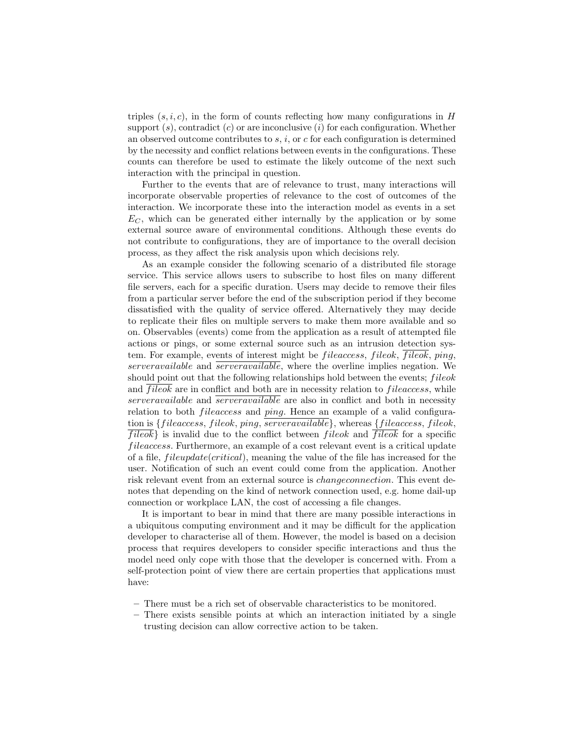triples $(s, i, c)$, in the form of counts reflecting how many configurations in $H$ support $(s)$, contradict $(c)$ or are inconclusive $(i)$ for each configuration. Whether an observed outcome contributes to $s$, $i$, or $c$ for each configuration is determined by the necessity and conflict relations between events in the configurations. These counts can therefore be used to estimate the likely outcome of the next such interaction with the principal in question.

Further to the events that are of relevance to trust, many interactions will incorporate observable properties of relevance to the cost of outcomes of the interaction. We incorporate these into the interaction model as events in a set $E_C$, which can be generated either internally by the application or by some external source aware of environmental conditions. Although these events do not contribute to configurations, they are of importance to the overall decision process, as they affect the risk analysis upon which decisions rely.

As an example consider the following scenario of a distributed file storage service. This service allows users to subscribe to host files on many different file servers, each for a specific duration. Users may decide to remove their files from a particular server before the end of the subscription period if they become dissatisfied with the quality of service offered. Alternatively they may decide to replicate their files on multiple servers to make them more available and so on. Observables (events) come from the application as a result of attempted file actions or pings, or some external source such as an intrusion detection system. For example, events of interest might be $fileaccess$, $fileok$, $\overline{fileok}$, $ping$, $serveravailable$ and $\overline{serveravailable}$, where the overline implies negation. We should point out that the following relationships hold between the events; $fileok$ and $\overline{fileok}$ are in conflict and both are in necessity relation to $fileaccess$, while $serveravailable$ and $\overline{serveravailable}$ are also in conflict and both in necessity relation to both $fileaccess$ and $ping$. Hence an example of a valid configuration is $\{fileaccess, fileok, ping, \overline{serveravailable}\}$, whereas $\{fileaccess, fileok, \overline{fileok}\}$ is invalid due to the conflict between $fileok$ and $\overline{fileok}$ for a specific $fileaccess$. Furthermore, an example of a cost relevant event is a critical update of a file, $fileupdate(critical)$, meaning the value of the file has increased for the user. Notification of such an event could come from the application. Another risk relevant event from an external source is $changeconnection$. This event denotes that depending on the kind of network connection used, e.g. home dail-up connection or workplace LAN, the cost of accessing a file changes.

It is important to bear in mind that there are many possible interactions in a ubiquitous computing environment and it may be difficult for the application developer to characterise all of them. However, the model is based on a decision process that requires developers to consider specific interactions and thus the model need only cope with those that the developer is concerned with. From a self-protection point of view there are certain properties that applications must have:

- There must be a rich set of observable characteristics to be monitored.
- There exists sensible points at which an interaction initiated by a single trusting decision can allow corrective action to be taken.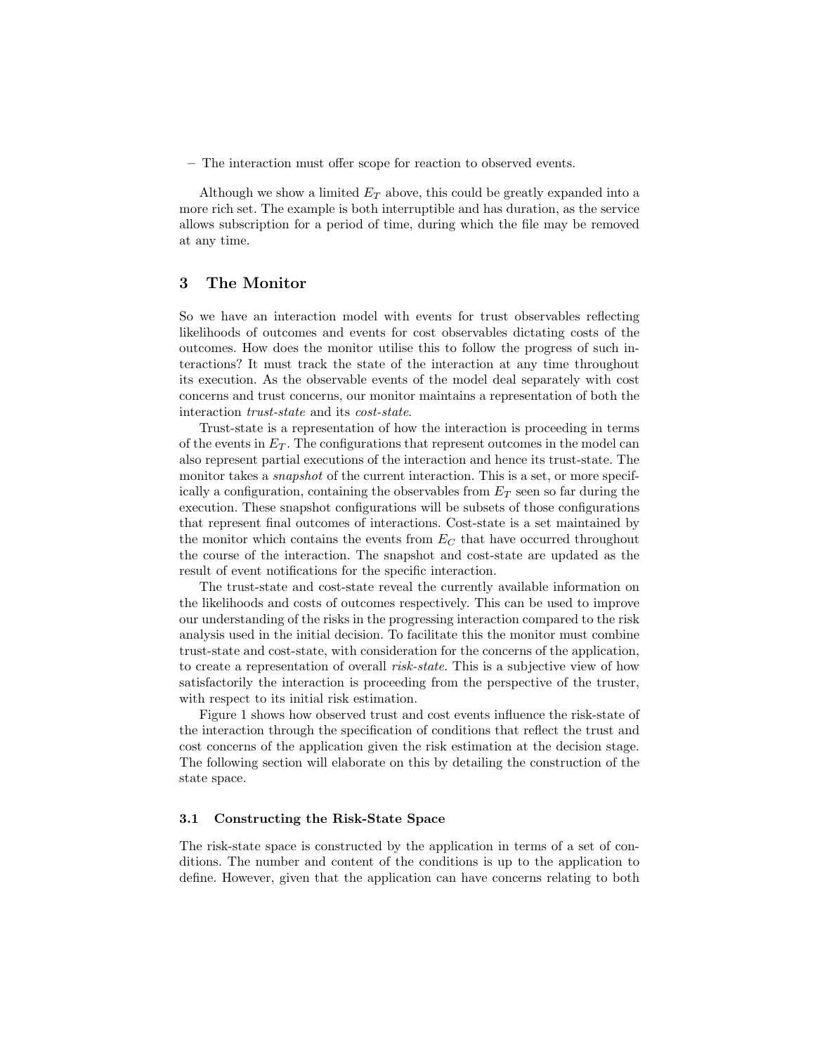– The interaction must offer scope for reaction to observed events.

Although we show a limited $E_T$ above, this could be greatly expanded into a more rich set. The example is both interruptible and has duration, as the service allows subscription for a period of time, during which the file may be removed at any time.

## 3 The Monitor

So we have an interaction model with events for trust observables reflecting likelihoods of outcomes and events for cost observables dictating costs of the outcomes. How does the monitor utilise this to follow the progress of such interactions? It must track the state of the interaction at any time throughout its execution. As the observable events of the model deal separately with cost concerns and trust concerns, our monitor maintains a representation of both the interaction *trust-state* and its *cost-state*.

Trust-state is a representation of how the interaction is proceeding in terms of the events in $E_T$. The configurations that represent outcomes in the model can also represent partial executions of the interaction and hence its trust-state. The monitor takes a *snapshot* of the current interaction. This is a set, or more specifically a configuration, containing the observables from $E_T$ seen so far during the execution. These snapshot configurations will be subsets of those configurations that represent final outcomes of interactions. Cost-state is a set maintained by the monitor which contains the events from $E_C$ that have occurred throughout the course of the interaction. The snapshot and cost-state are updated as the result of event notifications for the specific interaction.

The trust-state and cost-state reveal the currently available information on the likelihoods and costs of outcomes respectively. This can be used to improve our understanding of the risks in the progressing interaction compared to the risk analysis used in the initial decision. To facilitate this the monitor must combine trust-state and cost-state, with consideration for the concerns of the application, to create a representation of overall *risk-state*. This is a subjective view of how satisfactorily the interaction is proceeding from the perspective of the truster, with respect to its initial risk estimation.

Figure 1 shows how observed trust and cost events influence the risk-state of the interaction through the specification of conditions that reflect the trust and cost concerns of the application given the risk estimation at the decision stage. The following section will elaborate on this by detailing the construction of the state space.

### 3.1 Constructing the Risk-State Space

The risk-state space is constructed by the application in terms of a set of conditions. The number and content of the conditions is up to the application to define. However, given that the application can have concerns relating to both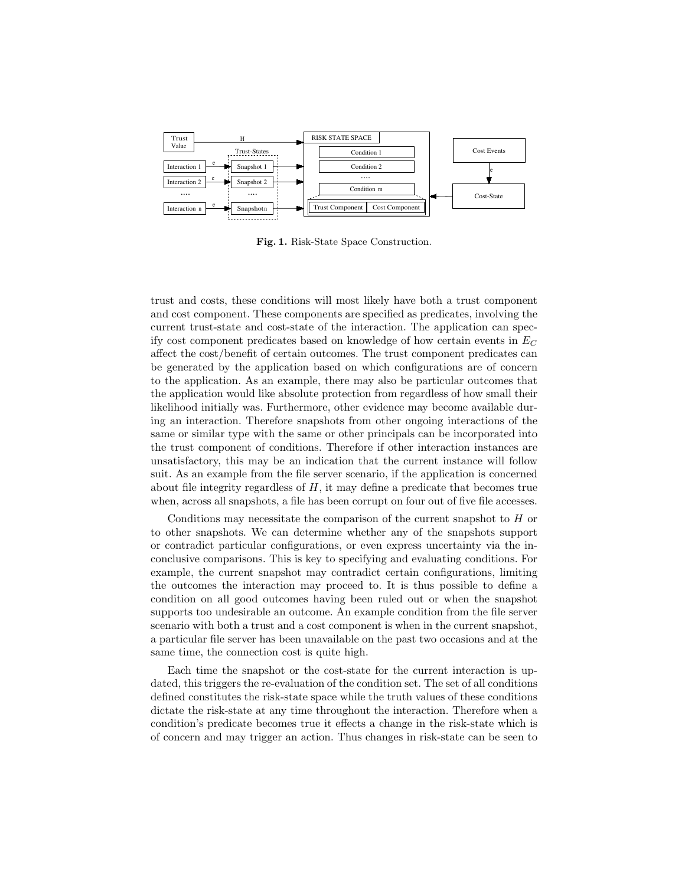Trust Value

H

RISK STATE SPACE

Trust-States

Condition 1

Cost Events

Interaction 1

e

Snapshot 1

Condition 2

Interaction 2

e

Snapshot 2

....

e

....

....

Condition m

Cost-State

Interaction n

e

Snapshotn

Trust Component

Cost Component

**Fig. 1.** Risk-State Space Construction.

trust and costs, these conditions will most likely have both a trust component and cost component. These components are specified as predicates, involving the current trust-state and cost-state of the interaction. The application can specify cost component predicates based on knowledge of how certain events in $E_C$ affect the cost/benefit of certain outcomes. The trust component predicates can be generated by the application based on which configurations are of concern to the application. As an example, there may also be particular outcomes that the application would like absolute protection from regardless of how small their likelihood initially was. Furthermore, other evidence may become available during an interaction. Therefore snapshots from other ongoing interactions of the same or similar type with the same or other principals can be incorporated into the trust component of conditions. Therefore if other interaction instances are unsatisfactory, this may be an indication that the current instance will follow suit. As an example from the file server scenario, if the application is concerned about file integrity regardless of $H$, it may define a predicate that becomes true when, across all snapshots, a file has been corrupt on four out of five file accesses.

Conditions may necessitate the comparison of the current snapshot to $H$ or to other snapshots. We can determine whether any of the snapshots support or contradict particular configurations, or even express uncertainty via the inconclusive comparisons. This is key to specifying and evaluating conditions. For example, the current snapshot may contradict certain configurations, limiting the outcomes the interaction may proceed to. It is thus possible to define a condition on all good outcomes having been ruled out or when the snapshot supports too undesirable an outcome. An example condition from the file server scenario with both a trust and a cost component is when in the current snapshot, a particular file server has been unavailable on the past two occasions and at the same time, the connection cost is quite high.

Each time the snapshot or the cost-state for the current interaction is updated, this triggers the re-evaluation of the condition set. The set of all conditions defined constitutes the risk-state space while the truth values of these conditions dictate the risk-state at any time throughout the interaction. Therefore when a condition's predicate becomes true it effects a change in the risk-state which is of concern and may trigger an action. Thus changes in risk-state can be seen to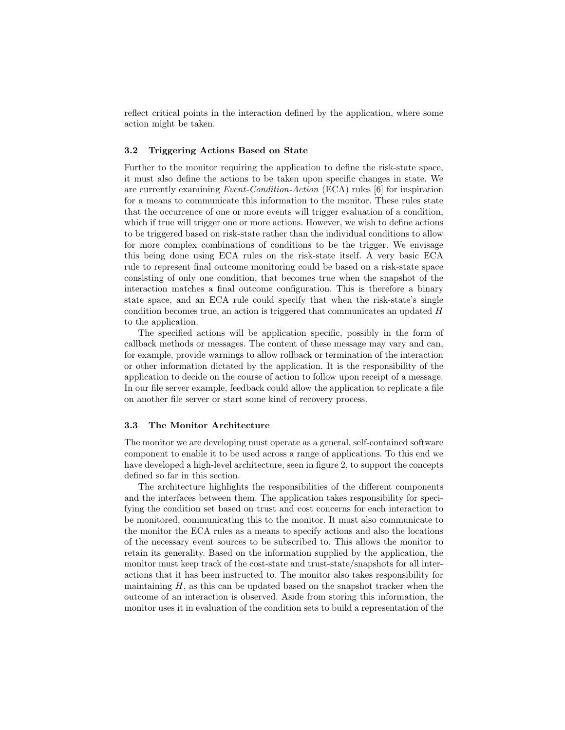reflect critical points in the interaction defined by the application, where some action might be taken.

### 3.2 Triggering Actions Based on State

Further to the monitor requiring the application to define the risk-state space, it must also define the actions to be taken upon specific changes in state. We are currently examining *Event-Condition-Action* (ECA) rules [6] for inspiration for a means to communicate this information to the monitor. These rules state that the occurrence of one or more events will trigger evaluation of a condition, which if true will trigger one or more actions. However, we wish to define actions to be triggered based on risk-state rather than the individual conditions to allow for more complex combinations of conditions to be the trigger. We envisage this being done using ECA rules on the risk-state itself. A very basic ECA rule to represent final outcome monitoring could be based on a risk-state space consisting of only one condition, that becomes true when the snapshot of the interaction matches a final outcome configuration. This is therefore a binary state space, and an ECA rule could specify that when the risk-state's single condition becomes true, an action is triggered that communicates an updated $H$ to the application.

The specified actions will be application specific, possibly in the form of callback methods or messages. The content of these message may vary and can, for example, provide warnings to allow rollback or termination of the interaction or other information dictated by the application. It is the responsibility of the application to decide on the course of action to follow upon receipt of a message. In our file server example, feedback could allow the application to replicate a file on another file server or start some kind of recovery process.

### 3.3 The Monitor Architecture

The monitor we are developing must operate as a general, self-contained software component to enable it to be used across a range of applications. To this end we have developed a high-level architecture, seen in figure 2, to support the concepts defined so far in this section.

The architecture highlights the responsibilities of the different components and the interfaces between them. The application takes responsibility for specifying the condition set based on trust and cost concerns for each interaction to be monitored, communicating this to the monitor. It must also communicate to the monitor the ECA rules as a means to specify actions and also the locations of the necessary event sources to be subscribed to. This allows the monitor to retain its generality. Based on the information supplied by the application, the monitor must keep track of the cost-state and trust-state/snapshots for all interactions that it has been instructed to. The monitor also takes responsibility for maintaining $H$, as this can be updated based on the snapshot tracker when the outcome of an interaction is observed. Aside from storing this information, the monitor uses it in evaluation of the condition sets to build a representation of the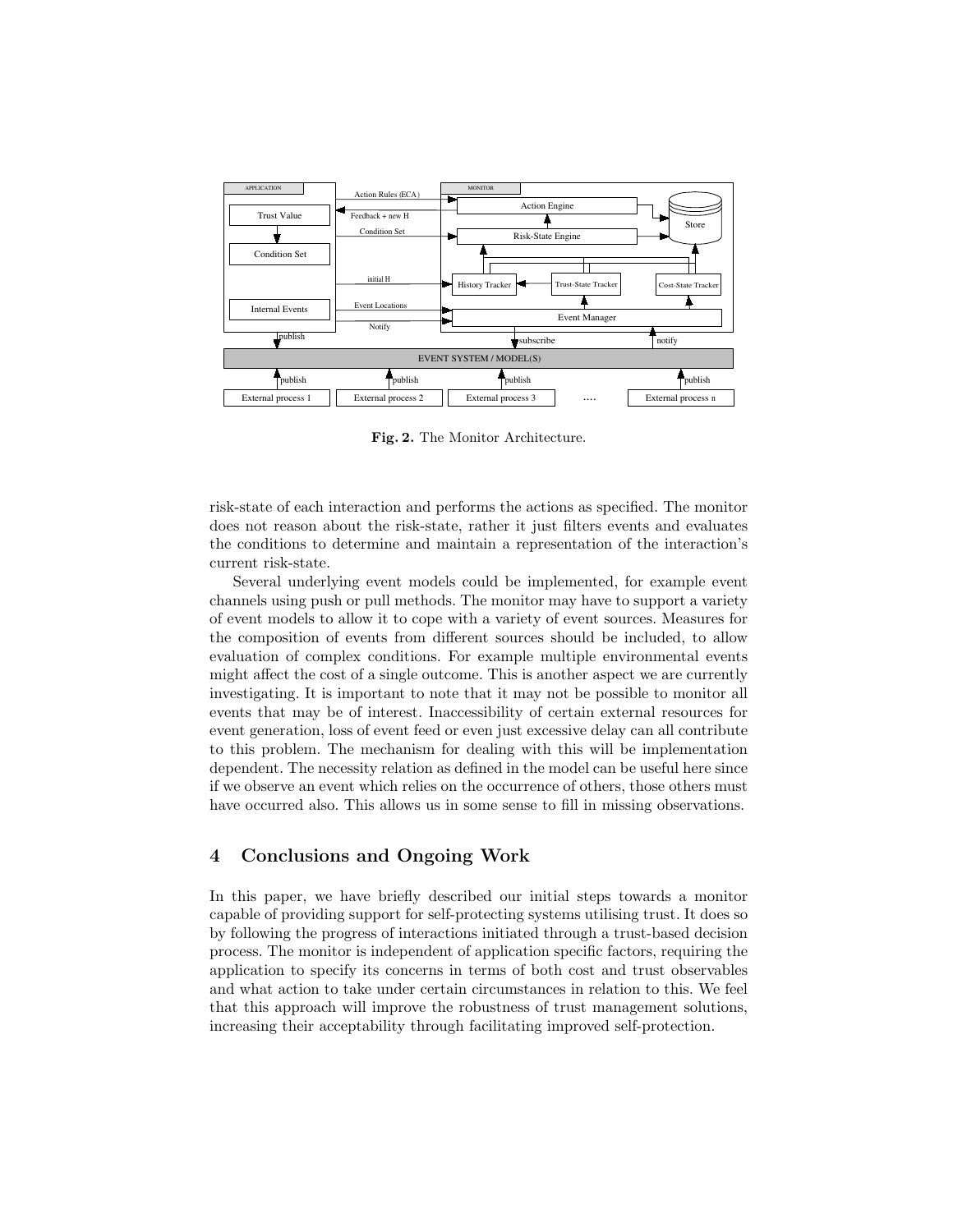Fig. 2. The Monitor Architecture.

risk-state of each interaction and performs the actions as specified. The monitor does not reason about the risk-state, rather it just filters events and evaluates the conditions to determine and maintain a representation of the interaction's current risk-state.

Several underlying event models could be implemented, for example event channels using push or pull methods. The monitor may have to support a variety of event models to allow it to cope with a variety of event sources. Measures for the composition of events from different sources should be included, to allow evaluation of complex conditions. For example multiple environmental events might affect the cost of a single outcome. This is another aspect we are currently investigating. It is important to note that it may not be possible to monitor all events that may be of interest. Inaccessibility of certain external resources for event generation, loss of event feed or even just excessive delay can all contribute to this problem. The mechanism for dealing with this will be implementation dependent. The necessity relation as defined in the model can be useful here since if we observe an event which relies on the occurrence of others, those others must have occurred also. This allows us in some sense to fill in missing observations.

## 4 Conclusions and Ongoing Work

In this paper, we have briefly described our initial steps towards a monitor capable of providing support for self-protecting systems utilising trust. It does so by following the progress of interactions initiated through a trust-based decision process. The monitor is independent of application specific factors, requiring the application to specify its concerns in terms of both cost and trust observables and what action to take under certain circumstances in relation to this. We feel that this approach will improve the robustness of trust management solutions, increasing their acceptability through facilitating improved self-protection.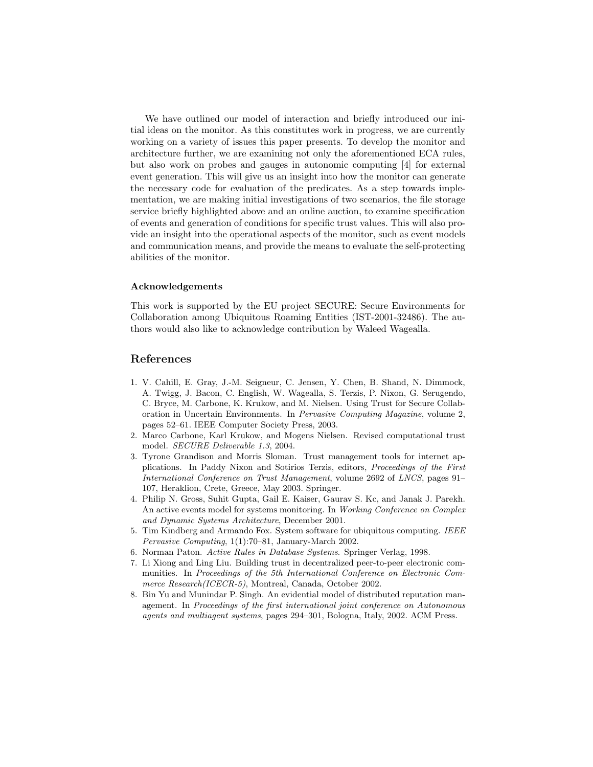We have outlined our model of interaction and briefly introduced our initial ideas on the monitor. As this constitutes work in progress, we are currently working on a variety of issues this paper presents. To develop the monitor and architecture further, we are examining not only the aforementioned ECA rules, but also work on probes and gauges in autonomic computing [4] for external event generation. This will give us an insight into how the monitor can generate the necessary code for evaluation of the predicates. As a step towards implementation, we are making initial investigations of two scenarios, the file storage service briefly highlighted above and an online auction, to examine specification of events and generation of conditions for specific trust values. This will also provide an insight into the operational aspects of the monitor, such as event models and communication means, and provide the means to evaluate the self-protecting abilities of the monitor.

#### Acknowledgements

This work is supported by the EU project SECURE: Secure Environments for Collaboration among Ubiquitous Roaming Entities (IST-2001-32486). The authors would also like to acknowledge contribution by Waleed Wagealla.

## References

1. V. Cahill, E. Gray, J.-M. Seigneur, C. Jensen, Y. Chen, B. Shand, N. Dimmock, A. Twigg, J. Bacon, C. English, W. Wagealla, S. Terzis, P. Nixon, G. Serugendo, C. Bryce, M. Carbone, K. Krukow, and M. Nielsen. Using Trust for Secure Collaboration in Uncertain Environments. In *Pervasive Computing Magazine*, volume 2, pages 52–61. IEEE Computer Society Press, 2003.
2. Marco Carbone, Karl Krukow, and Mogens Nielsen. Revised computational trust model. *SECURE Deliverable 1.3*, 2004.
3. Tyrone Grandison and Morris Sloman. Trust management tools for internet applications. In Paddy Nixon and Sotirios Terzis, editors, *Proceedings of the First International Conference on Trust Management*, volume 2692 of *LNCS*, pages 91–107, Heraklion, Crete, Greece, May 2003. Springer.
4. Philip N. Gross, Suhit Gupta, Gail E. Kaiser, Gaurav S. Kc, and Janak J. Parekh. An active events model for systems monitoring. In *Working Conference on Complex and Dynamic Systems Architecture*, December 2001.
5. Tim Kindberg and Armando Fox. System software for ubiquitous computing. *IEEE Pervasive Computing*, 1(1):70–81, January-March 2002.
6. Norman Paton. *Active Rules in Database Systems*. Springer Verlag, 1998.
7. Li Xiong and Ling Liu. Building trust in decentralized peer-to-peer electronic communities. In *Proceedings of the 5th International Conference on Electronic Commerce Research(ICECR-5)*, Montreal, Canada, October 2002.
8. Bin Yu and Munindar P. Singh. An evidential model of distributed reputation management. In *Proceedings of the first international joint conference on Autonomous agents and multiagent systems*, pages 294–301, Bologna, Italy, 2002. ACM Press.